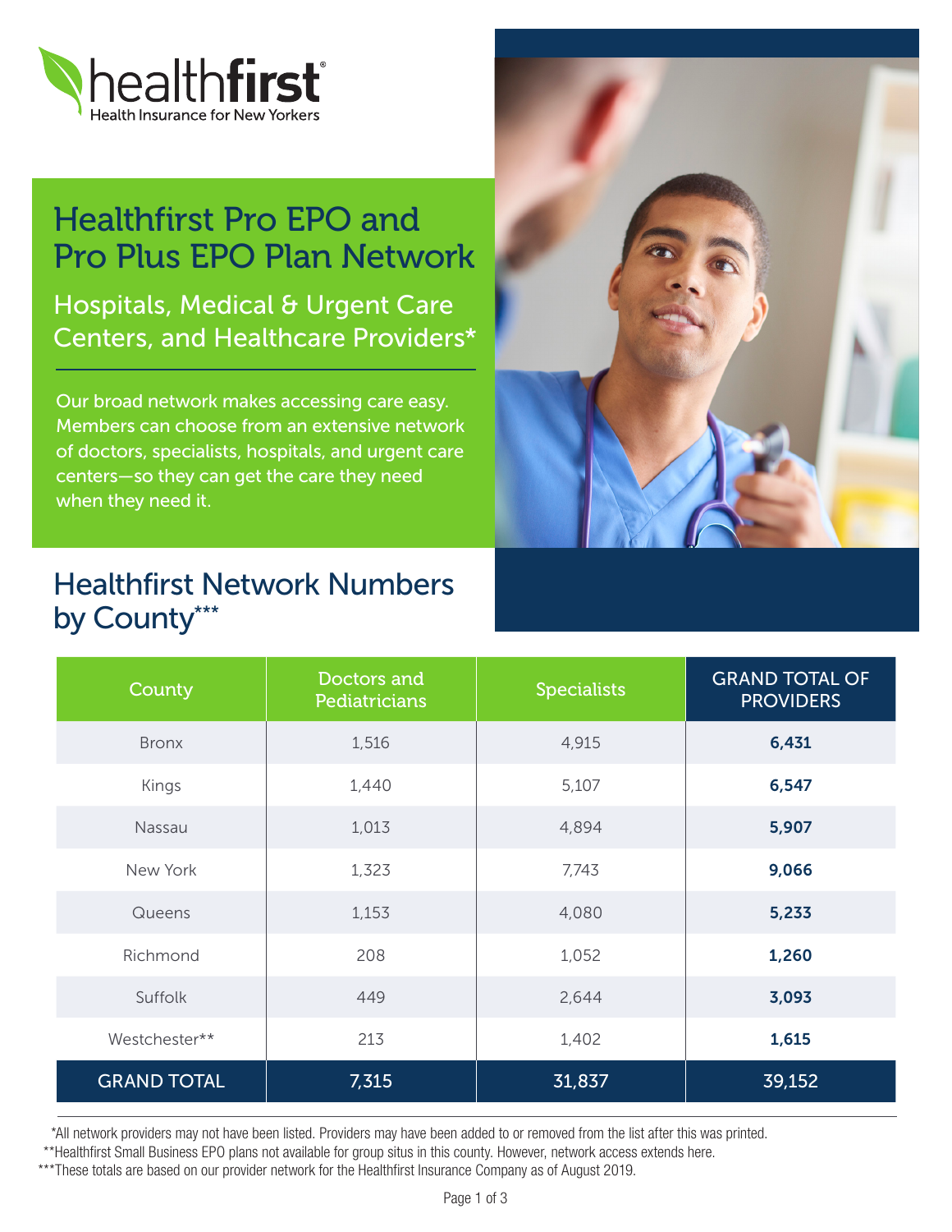healthfirst
Health Insurance for New Yorkers

# Healthfirst Pro EPO and Pro Plus EPO Plan Network

## Hospitals, Medical & Urgent Care Centers, and Healthcare Providers*

Our broad network makes accessing care easy. Members can choose from an extensive network of doctors, specialists, hospitals, and urgent care centers—so they can get the care they need when they need it.

## Healthfirst Network Numbers by County***

| County | Doctors and Pediatricians | Specialists | GRAND TOTAL OF PROVIDERS |
|---|---|---|---|
| Bronx | 1,516 | 4,915 | **6,431** |
| Kings | 1,440 | 5,107 | **6,547** |
| Nassau | 1,013 | 4,894 | **5,907** |
| New York | 1,323 | 7,743 | **9,066** |
| Queens | 1,153 | 4,080 | **5,233** |
| Richmond | 208 | 1,052 | **1,260** |
| Suffolk | 449 | 2,644 | **3,093** |
| Westchester** | 213 | 1,402 | **1,615** |
| GRAND TOTAL | 7,315 | 31,837 | 39,152 |

*All network providers may not have been listed. Providers may have been added to or removed from the list after this was printed.

**Healthfirst Small Business EPO plans not available for group situs in this county. However, network access extends here.

***These totals are based on our provider network for the Healthfirst Insurance Company as of August 2019.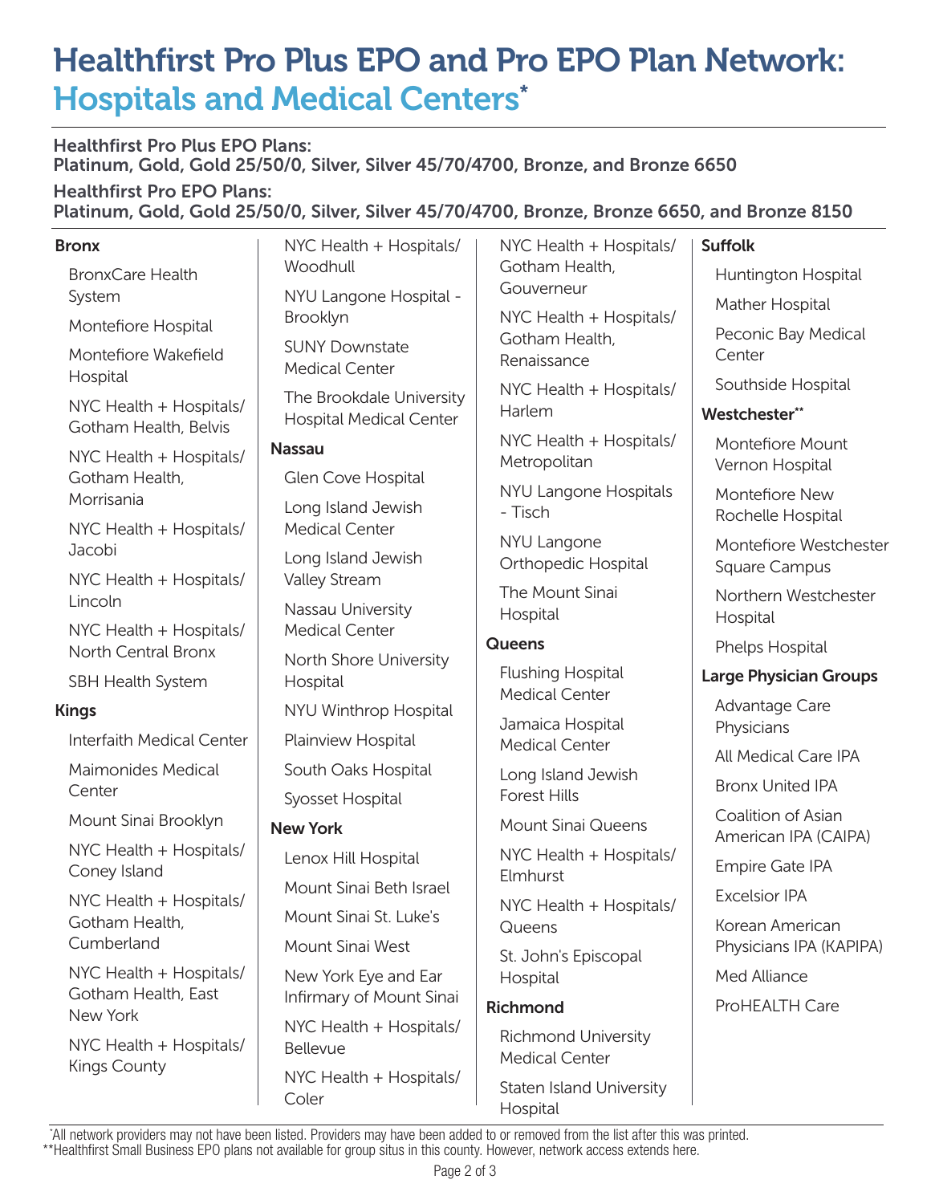# Healthfirst Pro Plus EPO and Pro EPO Plan Network: Hospitals and Medical Centers*

**Healthfirst Pro Plus EPO Plans:**
**Platinum, Gold, Gold 25/50/0, Silver, Silver 45/70/4700, Bronze, and Bronze 6650**

**Healthfirst Pro EPO Plans:**
**Platinum, Gold, Gold 25/50/0, Silver, Silver 45/70/4700, Bronze, Bronze 6650, and Bronze 8150**

### Bronx

- BronxCare Health System
- Montefiore Hospital
- Montefiore Wakefield Hospital
- NYC Health + Hospitals/ Gotham Health, Belvis
- NYC Health + Hospitals/ Gotham Health, Morrisania
- NYC Health + Hospitals/ Jacobi
- NYC Health + Hospitals/ Lincoln
- NYC Health + Hospitals/ North Central Bronx
- SBH Health System

### Kings

- Interfaith Medical Center
- Maimonides Medical Center
- Mount Sinai Brooklyn
- NYC Health + Hospitals/ Coney Island
- NYC Health + Hospitals/ Gotham Health, Cumberland
- NYC Health + Hospitals/ Gotham Health, East New York
- NYC Health + Hospitals/ Kings County
- NYC Health + Hospitals/ Woodhull
- NYU Langone Hospital - Brooklyn
- SUNY Downstate Medical Center
- The Brookdale University Hospital Medical Center

### Nassau

- Glen Cove Hospital
- Long Island Jewish Medical Center
- Long Island Jewish Valley Stream
- Nassau University Medical Center
- North Shore University Hospital
- NYU Winthrop Hospital
- Plainview Hospital
- South Oaks Hospital
- Syosset Hospital

### New York

- Lenox Hill Hospital
- Mount Sinai Beth Israel
- Mount Sinai St. Luke's
- Mount Sinai West
- New York Eye and Ear Infirmary of Mount Sinai
- NYC Health + Hospitals/ Bellevue
- NYC Health + Hospitals/ Coler
- NYC Health + Hospitals/ Gotham Health, Gouverneur
- NYC Health + Hospitals/ Gotham Health, Renaissance
- NYC Health + Hospitals/ Harlem
- NYC Health + Hospitals/ Metropolitan
- NYU Langone Hospitals - Tisch
- NYU Langone Orthopedic Hospital
- The Mount Sinai Hospital

### Queens

- Flushing Hospital Medical Center
- Jamaica Hospital Medical Center
- Long Island Jewish Forest Hills
- Mount Sinai Queens
- NYC Health + Hospitals/ Elmhurst
- NYC Health + Hospitals/ Queens
- St. John's Episcopal Hospital

### Richmond

- Richmond University Medical Center
- Staten Island University Hospital

### Suffolk

- Huntington Hospital
- Mather Hospital
- Peconic Bay Medical Center
- Southside Hospital

### Westchester**

- Montefiore Mount Vernon Hospital
- Montefiore New Rochelle Hospital
- Montefiore Westchester Square Campus
- Northern Westchester Hospital
- Phelps Hospital

### Large Physician Groups

- Advantage Care Physicians
- All Medical Care IPA
- Bronx United IPA
- Coalition of Asian American IPA (CAIPA)
- Empire Gate IPA
- Excelsior IPA
- Korean American Physicians IPA (KAPIPA)
- Med Alliance
- ProHEALTH Care

*All network providers may not have been listed. Providers may have been added to or removed from the list after this was printed.
**Healthfirst Small Business EPO plans not available for group situs in this county. However, network access extends here.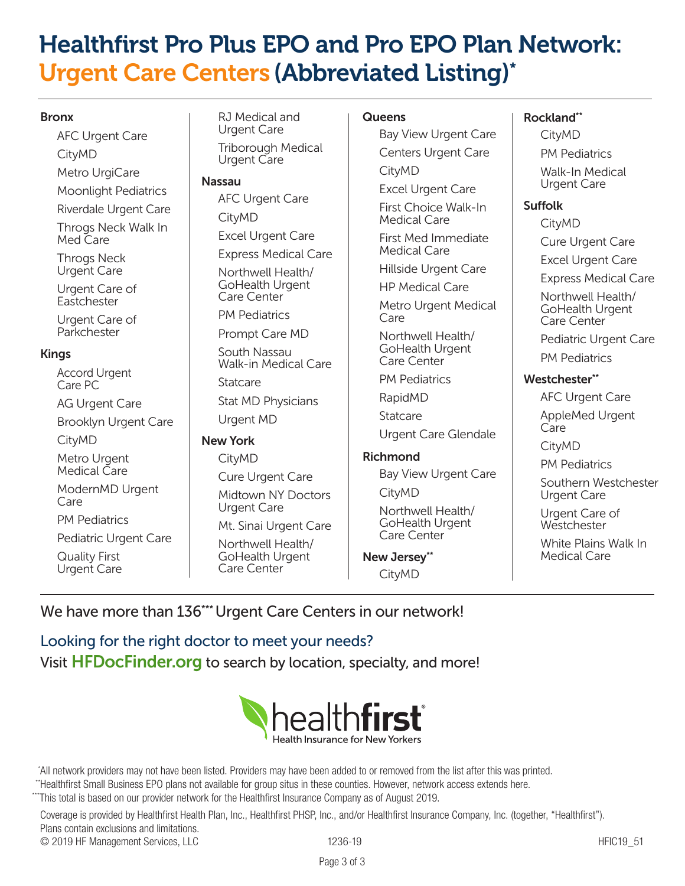# Healthfirst Pro Plus EPO and Pro EPO Plan Network: Urgent Care Centers (Abbreviated Listing)*

**Bronx**

- AFC Urgent Care
- CityMD
- Metro UrgiCare
- Moonlight Pediatrics
- Riverdale Urgent Care
- Throgs Neck Walk In Med Care
- Throgs Neck Urgent Care
- Urgent Care of Eastchester
- Urgent Care of Parkchester

**Kings**

- Accord Urgent Care PC
- AG Urgent Care
- Brooklyn Urgent Care
- CityMD
- Metro Urgent Medical Care
- ModernMD Urgent Care
- PM Pediatrics
- Pediatric Urgent Care
- Quality First Urgent Care
- RJ Medical and Urgent Care
- Triborough Medical Urgent Care

**Nassau**

- AFC Urgent Care
- CityMD
- Excel Urgent Care
- Express Medical Care
- Northwell Health/ GoHealth Urgent Care Center
- PM Pediatrics
- Prompt Care MD
- South Nassau Walk-in Medical Care
- Statcare
- Stat MD Physicians
- Urgent MD

**New York**

- CityMD
- Cure Urgent Care
- Midtown NY Doctors Urgent Care
- Mt. Sinai Urgent Care
- Northwell Health/ GoHealth Urgent Care Center

**Queens**

- Bay View Urgent Care
- Centers Urgent Care
- CityMD
- Excel Urgent Care
- First Choice Walk-In Medical Care
- First Med Immediate Medical Care
- Hillside Urgent Care
- HP Medical Care
- Metro Urgent Medical Care
- Northwell Health/ GoHealth Urgent Care Center
- PM Pediatrics
- RapidMD
- Statcare
- Urgent Care Glendale

**Richmond**

- Bay View Urgent Care
- CityMD
- Northwell Health/ GoHealth Urgent Care Center

**New Jersey****

- CityMD

**Rockland****

- CityMD
- PM Pediatrics
- Walk-In Medical Urgent Care

**Suffolk**

- CityMD
- Cure Urgent Care
- Excel Urgent Care
- Express Medical Care
- Northwell Health/ GoHealth Urgent Care Center
- Pediatric Urgent Care
- PM Pediatrics

**Westchester****

- AFC Urgent Care
- AppleMed Urgent Care
- CityMD
- PM Pediatrics
- Southern Westchester Urgent Care
- Urgent Care of Westchester
- White Plains Walk In Medical Care

We have more than 136*** Urgent Care Centers in our network!

Looking for the right doctor to meet your needs?
Visit **HFDocFinder.org** to search by location, specialty, and more!

healthfirst
Health Insurance for New Yorkers

*All network providers may not have been listed. Providers may have been added to or removed from the list after this was printed.
**Healthfirst Small Business EPO plans not available for group situs in these counties. However, network access extends here.
***This total is based on our provider network for the Healthfirst Insurance Company as of August 2019.

Coverage is provided by Healthfirst Health Plan, Inc., Healthfirst PHSP, Inc., and/or Healthfirst Insurance Company, Inc. (together, "Healthfirst"). Plans contain exclusions and limitations.
© 2019 HF Management Services, LLC 1236-19 HFIC19_51